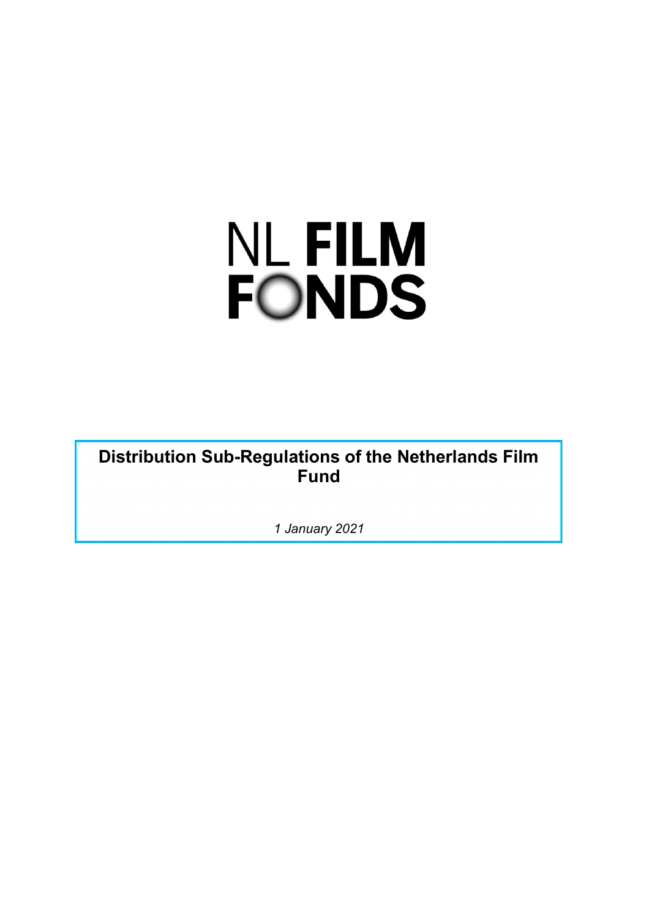NL FILM FONDS

# Distribution Sub-Regulations of the Netherlands Film Fund

*1 January 2021*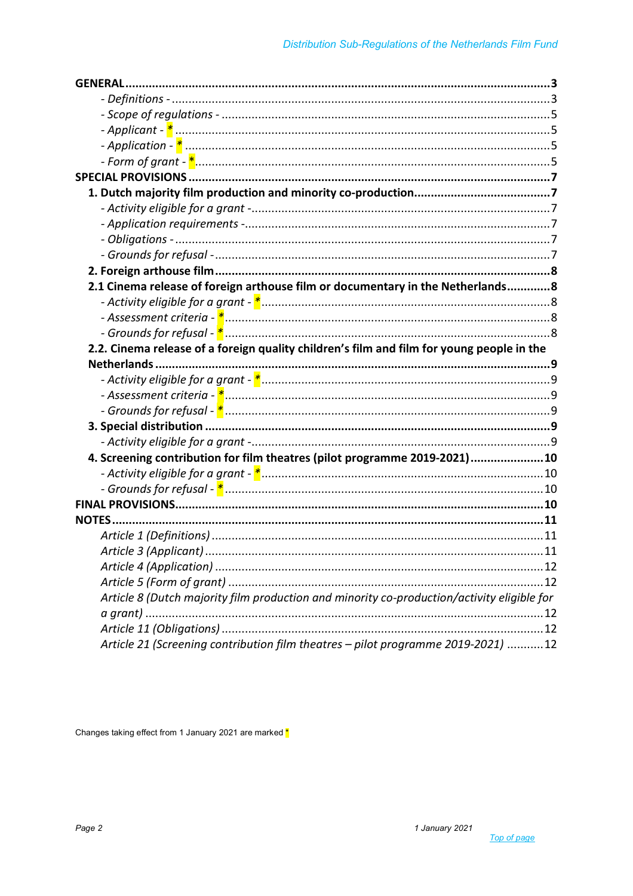GENERAL .......... 3
- *Definitions* - .......... 3
- *Scope of regulations* - .......... 5
- *Applicant* - * .......... 5
- *Application* - * .......... 5
- *Form of grant* - * .......... 5

SPECIAL PROVISIONS .......... 7

1. Dutch majority film production and minority co-production .......... 7
   - *Activity eligible for a grant* - .......... 7
   - *Application requirements* - .......... 7
   - *Obligations* - .......... 7
   - *Grounds for refusal* - .......... 7
2. Foreign arthouse film .......... 8

2.1 Cinema release of foreign arthouse film or documentary in the Netherlands .......... 8
- *Activity eligible for a grant* - * .......... 8
- *Assessment criteria* - * .......... 8
- *Grounds for refusal* - * .......... 8

2.2. Cinema release of a foreign quality children's film and film for young people in the Netherlands .......... 9
- *Activity eligible for a grant* - * .......... 9
- *Assessment criteria* - * .......... 9
- *Grounds for refusal* - * .......... 9

3. Special distribution .......... 9
   - *Activity eligible for a grant* - .......... 9
4. Screening contribution for film theatres (pilot programme 2019-2021) .......... 10
   - *Activity eligible for a grant* - * .......... 10
   - *Grounds for refusal* - * .......... 10

FINAL PROVISIONS .......... 10

NOTES .......... 11
- *Article 1 (Definitions)* .......... 11
- *Article 3 (Applicant)* .......... 11
- *Article 4 (Application)* .......... 12
- *Article 5 (Form of grant)* .......... 12
- *Article 8 (Dutch majority film production and minority co-production/activity eligible for a grant)* .......... 12
- *Article 11 (Obligations)* .......... 12
- *Article 21 (Screening contribution film theatres – pilot programme 2019-2021)* .......... 12

Changes taking effect from 1 January 2021 are marked *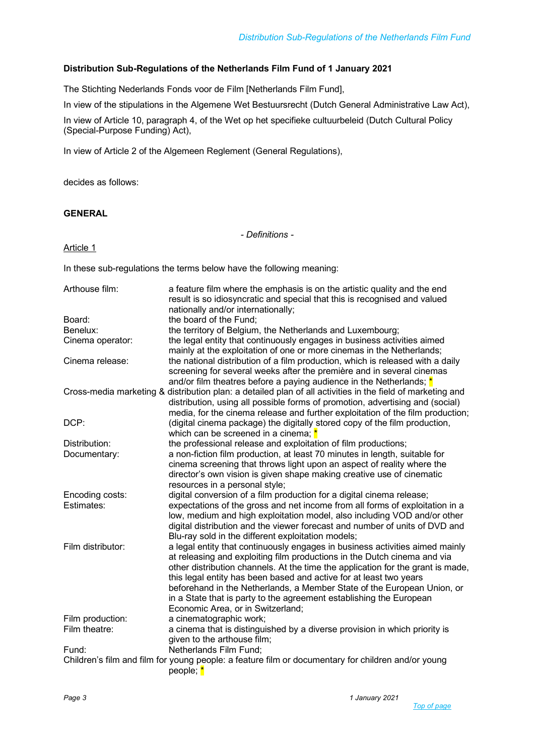**Distribution Sub-Regulations of the Netherlands Film Fund of 1 January 2021**

The Stichting Nederlands Fonds voor de Film [Netherlands Film Fund],

In view of the stipulations in the Algemene Wet Bestuursrecht (Dutch General Administrative Law Act),

In view of Article 10, paragraph 4, of the Wet op het specifieke cultuurbeleid (Dutch Cultural Policy (Special-Purpose Funding) Act),

In view of Article 2 of the Algemeen Reglement (General Regulations),

decides as follows:

## GENERAL

*- Definitions -*

Article 1

In these sub-regulations the terms below have the following meaning:

Arthouse film: a feature film where the emphasis is on the artistic quality and the end result is so idiosyncratic and special that this is recognised and valued nationally and/or internationally;

Board: the board of the Fund;

Benelux: the territory of Belgium, the Netherlands and Luxembourg;

Cinema operator: the legal entity that continuously engages in business activities aimed mainly at the exploitation of one or more cinemas in the Netherlands;

Cinema release: the national distribution of a film production, which is released with a daily screening for several weeks after the première and in several cinemas and/or film theatres before a paying audience in the Netherlands; *

Cross-media marketing & distribution plan: a detailed plan of all activities in the field of marketing and distribution, using all possible forms of promotion, advertising and (social) media, for the cinema release and further exploitation of the film production;

DCP: (digital cinema package) the digitally stored copy of the film production, which can be screened in a cinema; *

Distribution: the professional release and exploitation of film productions;

Documentary: a non-fiction film production, at least 70 minutes in length, suitable for cinema screening that throws light upon an aspect of reality where the director's own vision is given shape making creative use of cinematic resources in a personal style;

Encoding costs: digital conversion of a film production for a digital cinema release;

Estimates: expectations of the gross and net income from all forms of exploitation in a low, medium and high exploitation model, also including VOD and/or other digital distribution and the viewer forecast and number of units of DVD and Blu-ray sold in the different exploitation models;

Film distributor: a legal entity that continuously engages in business activities aimed mainly at releasing and exploiting film productions in the Dutch cinema and via other distribution channels. At the time the application for the grant is made, this legal entity has been based and active for at least two years beforehand in the Netherlands, a Member State of the European Union, or in a State that is party to the agreement establishing the European Economic Area, or in Switzerland;

Film production: a cinematographic work;

Film theatre: a cinema that is distinguished by a diverse provision in which priority is given to the arthouse film;

Fund: Netherlands Film Fund;

Children's film and film for young people: a feature film or documentary for children and/or young people; *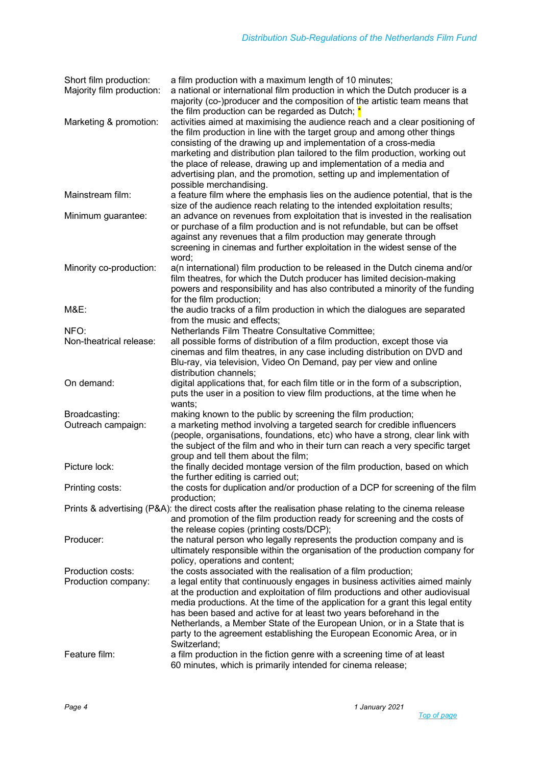Short film production: a film production with a maximum length of 10 minutes;

Majority film production: a national or international film production in which the Dutch producer is a majority (co-)producer and the composition of the artistic team means that the film production can be regarded as Dutch; *

Marketing & promotion: activities aimed at maximising the audience reach and a clear positioning of the film production in line with the target group and among other things consisting of the drawing up and implementation of a cross-media marketing and distribution plan tailored to the film production, working out the place of release, drawing up and implementation of a media and advertising plan, and the promotion, setting up and implementation of possible merchandising.

Mainstream film: a feature film where the emphasis lies on the audience potential, that is the size of the audience reach relating to the intended exploitation results;

Minimum guarantee: an advance on revenues from exploitation that is invested in the realisation or purchase of a film production and is not refundable, but can be offset against any revenues that a film production may generate through screening in cinemas and further exploitation in the widest sense of the word;

Minority co-production: a(n international) film production to be released in the Dutch cinema and/or film theatres, for which the Dutch producer has limited decision-making powers and responsibility and has also contributed a minority of the funding for the film production;

M&E: the audio tracks of a film production in which the dialogues are separated from the music and effects;

NFO: Netherlands Film Theatre Consultative Committee;

Non-theatrical release: all possible forms of distribution of a film production, except those via cinemas and film theatres, in any case including distribution on DVD and Blu-ray, via television, Video On Demand, pay per view and online distribution channels;

On demand: digital applications that, for each film title or in the form of a subscription, puts the user in a position to view film productions, at the time when he wants;

Broadcasting: making known to the public by screening the film production;

Outreach campaign: a marketing method involving a targeted search for credible influencers (people, organisations, foundations, etc) who have a strong, clear link with the subject of the film and who in their turn can reach a very specific target group and tell them about the film;

Picture lock: the finally decided montage version of the film production, based on which the further editing is carried out;

Printing costs: the costs for duplication and/or production of a DCP for screening of the film production;

Prints & advertising (P&A): the direct costs after the realisation phase relating to the cinema release and promotion of the film production ready for screening and the costs of the release copies (printing costs/DCP);

Producer: the natural person who legally represents the production company and is ultimately responsible within the organisation of the production company for policy, operations and content;

Production costs: the costs associated with the realisation of a film production;

Production company: a legal entity that continuously engages in business activities aimed mainly at the production and exploitation of film productions and other audiovisual media productions. At the time of the application for a grant this legal entity has been based and active for at least two years beforehand in the Netherlands, a Member State of the European Union, or in a State that is party to the agreement establishing the European Economic Area, or in Switzerland;

Feature film: a film production in the fiction genre with a screening time of at least 60 minutes, which is primarily intended for cinema release;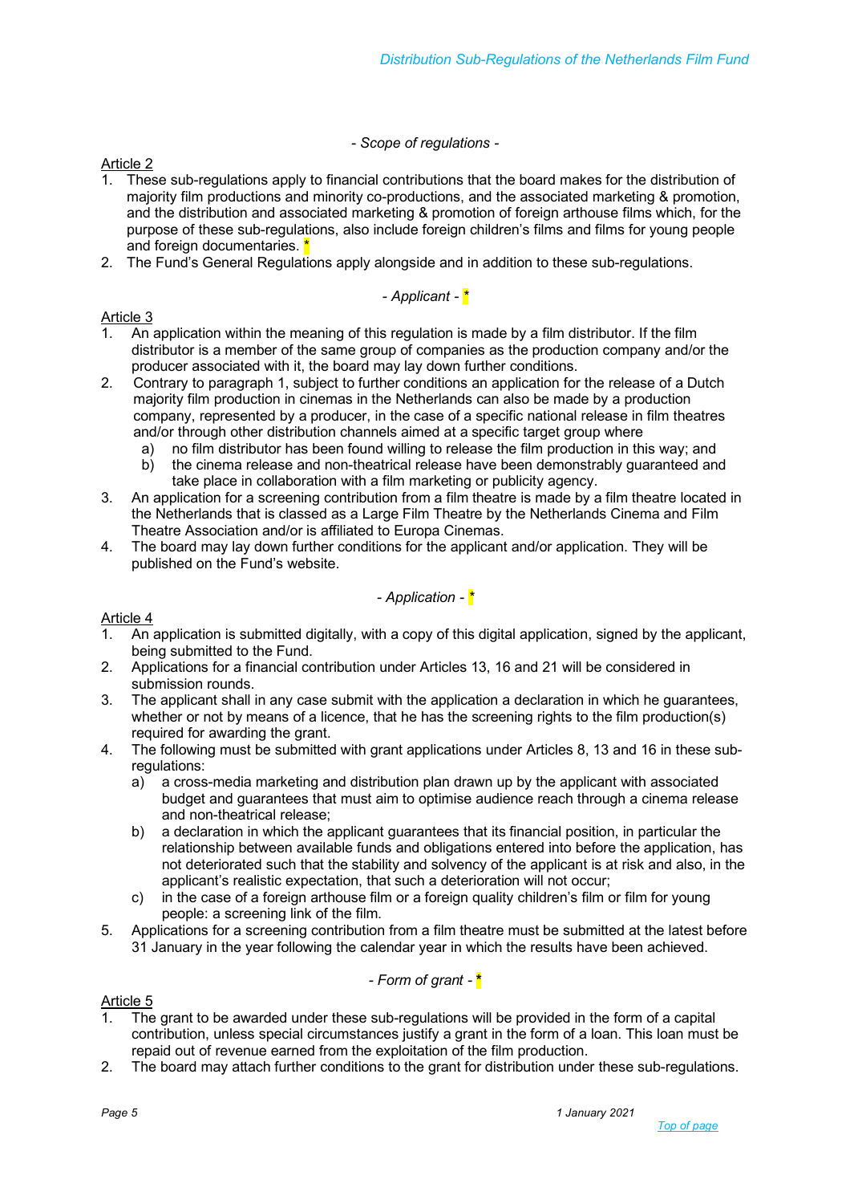*- Scope of regulations -*

Article 2

1. These sub-regulations apply to financial contributions that the board makes for the distribution of majority film productions and minority co-productions, and the associated marketing & promotion, and the distribution and associated marketing & promotion of foreign arthouse films which, for the purpose of these sub-regulations, also include foreign children's films and films for young people and foreign documentaries. *
2. The Fund's General Regulations apply alongside and in addition to these sub-regulations.

*- Applicant -* *

Article 3

1. An application within the meaning of this regulation is made by a film distributor. If the film distributor is a member of the same group of companies as the production company and/or the producer associated with it, the board may lay down further conditions.
2. Contrary to paragraph 1, subject to further conditions an application for the release of a Dutch majority film production in cinemas in the Netherlands can also be made by a production company, represented by a producer, in the case of a specific national release in film theatres and/or through other distribution channels aimed at a specific target group where
   a) no film distributor has been found willing to release the film production in this way; and
   b) the cinema release and non-theatrical release have been demonstrably guaranteed and take place in collaboration with a film marketing or publicity agency.
3. An application for a screening contribution from a film theatre is made by a film theatre located in the Netherlands that is classed as a Large Film Theatre by the Netherlands Cinema and Film Theatre Association and/or is affiliated to Europa Cinemas.
4. The board may lay down further conditions for the applicant and/or application. They will be published on the Fund's website.

*- Application -* *

Article 4

1. An application is submitted digitally, with a copy of this digital application, signed by the applicant, being submitted to the Fund.
2. Applications for a financial contribution under Articles 13, 16 and 21 will be considered in submission rounds.
3. The applicant shall in any case submit with the application a declaration in which he guarantees, whether or not by means of a licence, that he has the screening rights to the film production(s) required for awarding the grant.
4. The following must be submitted with grant applications under Articles 8, 13 and 16 in these sub-regulations:
   a) a cross-media marketing and distribution plan drawn up by the applicant with associated budget and guarantees that must aim to optimise audience reach through a cinema release and non-theatrical release;
   b) a declaration in which the applicant guarantees that its financial position, in particular the relationship between available funds and obligations entered into before the application, has not deteriorated such that the stability and solvency of the applicant is at risk and also, in the applicant's realistic expectation, that such a deterioration will not occur;
   c) in the case of a foreign arthouse film or a foreign quality children's film or film for young people: a screening link of the film.
5. Applications for a screening contribution from a film theatre must be submitted at the latest before 31 January in the year following the calendar year in which the results have been achieved.

*- Form of grant -* *

Article 5

1. The grant to be awarded under these sub-regulations will be provided in the form of a capital contribution, unless special circumstances justify a grant in the form of a loan. This loan must be repaid out of revenue earned from the exploitation of the film production.
2. The board may attach further conditions to the grant for distribution under these sub-regulations.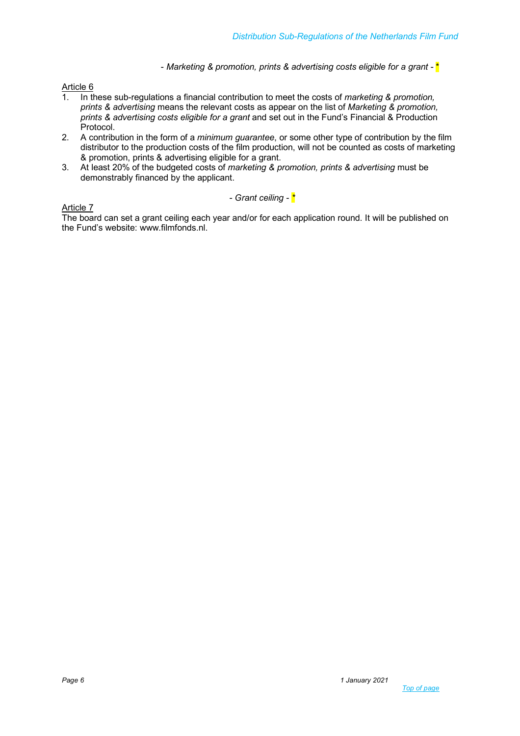*- Marketing & promotion, prints & advertising costs eligible for a grant -* *

Article 6

1. In these sub-regulations a financial contribution to meet the costs of *marketing & promotion, prints & advertising* means the relevant costs as appear on the list of *Marketing & promotion, prints & advertising costs eligible for a grant* and set out in the Fund's Financial & Production Protocol.
2. A contribution in the form of a *minimum guarantee*, or some other type of contribution by the film distributor to the production costs of the film production, will not be counted as costs of marketing & promotion, prints & advertising eligible for a grant.
3. At least 20% of the budgeted costs of *marketing & promotion, prints & advertising* must be demonstrably financed by the applicant.

*- Grant ceiling -* *

Article 7

The board can set a grant ceiling each year and/or for each application round. It will be published on the Fund's website: www.filmfonds.nl.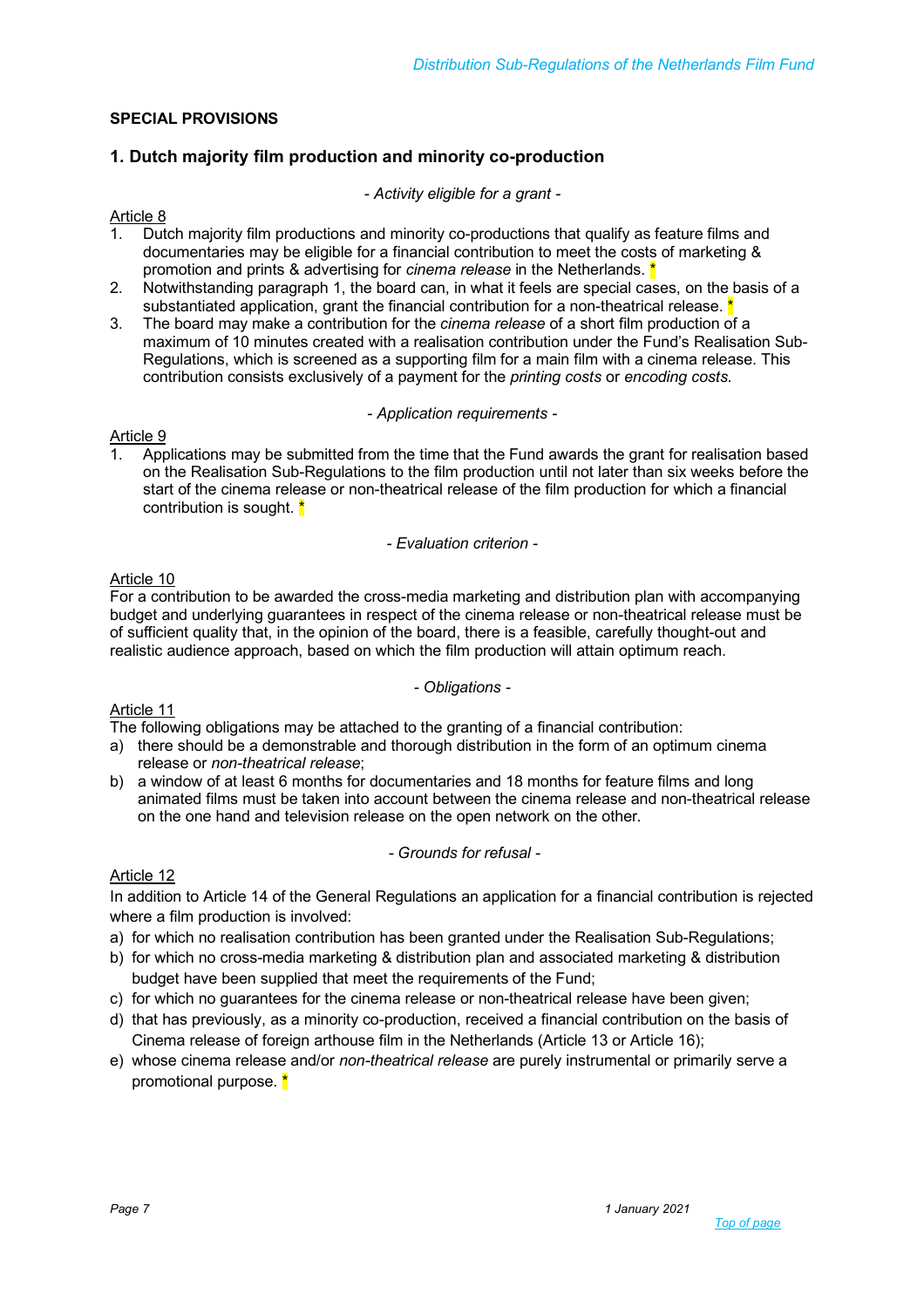**SPECIAL PROVISIONS**

## 1. Dutch majority film production and minority co-production

*- Activity eligible for a grant -*

Article 8

1. Dutch majority film productions and minority co-productions that qualify as feature films and documentaries may be eligible for a financial contribution to meet the costs of marketing & promotion and prints & advertising for *cinema release* in the Netherlands. *
2. Notwithstanding paragraph 1, the board can, in what it feels are special cases, on the basis of a substantiated application, grant the financial contribution for a non-theatrical release. *
3. The board may make a contribution for the *cinema release* of a short film production of a maximum of 10 minutes created with a realisation contribution under the Fund's Realisation Sub-Regulations, which is screened as a supporting film for a main film with a cinema release. This contribution consists exclusively of a payment for the *printing costs* or *encoding costs.*

*- Application requirements -*

Article 9

1. Applications may be submitted from the time that the Fund awards the grant for realisation based on the Realisation Sub-Regulations to the film production until not later than six weeks before the start of the cinema release or non-theatrical release of the film production for which a financial contribution is sought. *

*- Evaluation criterion -*

Article 10

For a contribution to be awarded the cross-media marketing and distribution plan with accompanying budget and underlying guarantees in respect of the cinema release or non-theatrical release must be of sufficient quality that, in the opinion of the board, there is a feasible, carefully thought-out and realistic audience approach, based on which the film production will attain optimum reach.

*- Obligations -*

Article 11

The following obligations may be attached to the granting of a financial contribution:

a) there should be a demonstrable and thorough distribution in the form of an optimum cinema release or *non-theatrical release*;
b) a window of at least 6 months for documentaries and 18 months for feature films and long animated films must be taken into account between the cinema release and non-theatrical release on the one hand and television release on the open network on the other.

*- Grounds for refusal -*

Article 12

In addition to Article 14 of the General Regulations an application for a financial contribution is rejected where a film production is involved:

a) for which no realisation contribution has been granted under the Realisation Sub-Regulations;
b) for which no cross-media marketing & distribution plan and associated marketing & distribution budget have been supplied that meet the requirements of the Fund;
c) for which no guarantees for the cinema release or non-theatrical release have been given;
d) that has previously, as a minority co-production, received a financial contribution on the basis of Cinema release of foreign arthouse film in the Netherlands (Article 13 or Article 16);
e) whose cinema release and/or *non-theatrical release* are purely instrumental or primarily serve a promotional purpose. *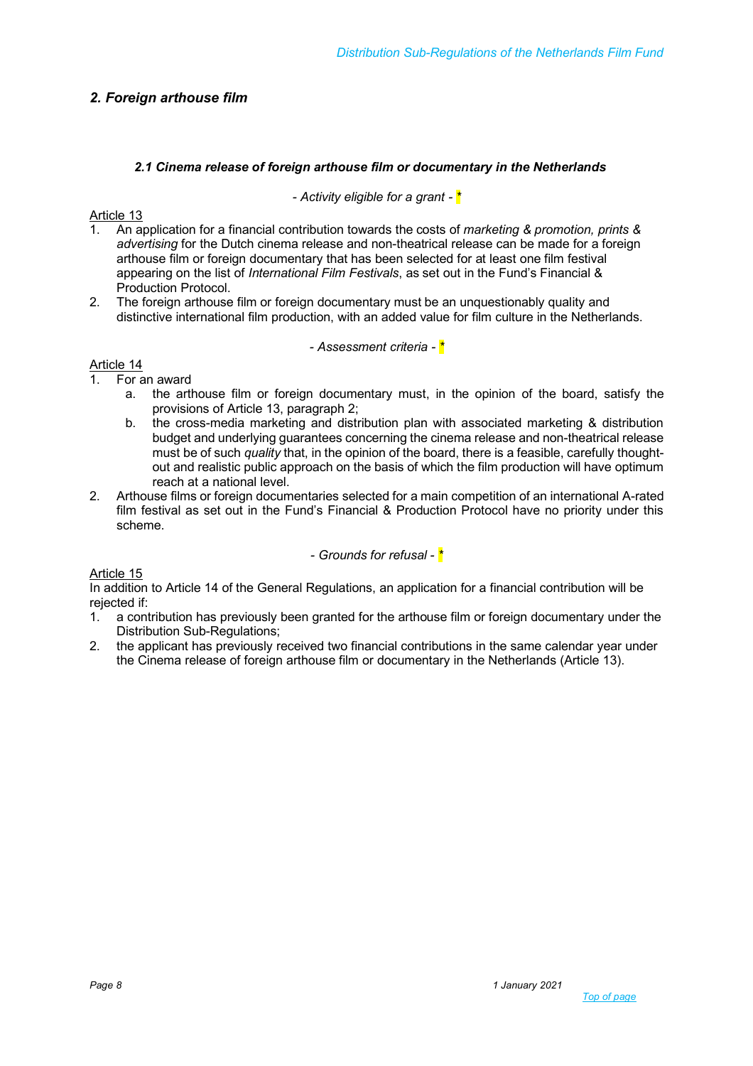## *2. Foreign arthouse film*

### *2.1 Cinema release of foreign arthouse film or documentary in the Netherlands*

*- Activity eligible for a grant -* *

Article 13

1. An application for a financial contribution towards the costs of *marketing & promotion, prints & advertising* for the Dutch cinema release and non-theatrical release can be made for a foreign arthouse film or foreign documentary that has been selected for at least one film festival appearing on the list of *International Film Festivals*, as set out in the Fund's Financial & Production Protocol.
2. The foreign arthouse film or foreign documentary must be an unquestionably quality and distinctive international film production, with an added value for film culture in the Netherlands.

*- Assessment criteria -* *

Article 14

1. For an award
   a. the arthouse film or foreign documentary must, in the opinion of the board, satisfy the provisions of Article 13, paragraph 2;
   b. the cross-media marketing and distribution plan with associated marketing & distribution budget and underlying guarantees concerning the cinema release and non-theatrical release must be of such *quality* that, in the opinion of the board, there is a feasible, carefully thought-out and realistic public approach on the basis of which the film production will have optimum reach at a national level.
2. Arthouse films or foreign documentaries selected for a main competition of an international A-rated film festival as set out in the Fund's Financial & Production Protocol have no priority under this scheme.

*- Grounds for refusal -* *

Article 15

In addition to Article 14 of the General Regulations, an application for a financial contribution will be rejected if:

1. a contribution has previously been granted for the arthouse film or foreign documentary under the Distribution Sub-Regulations;
2. the applicant has previously received two financial contributions in the same calendar year under the Cinema release of foreign arthouse film or documentary in the Netherlands (Article 13).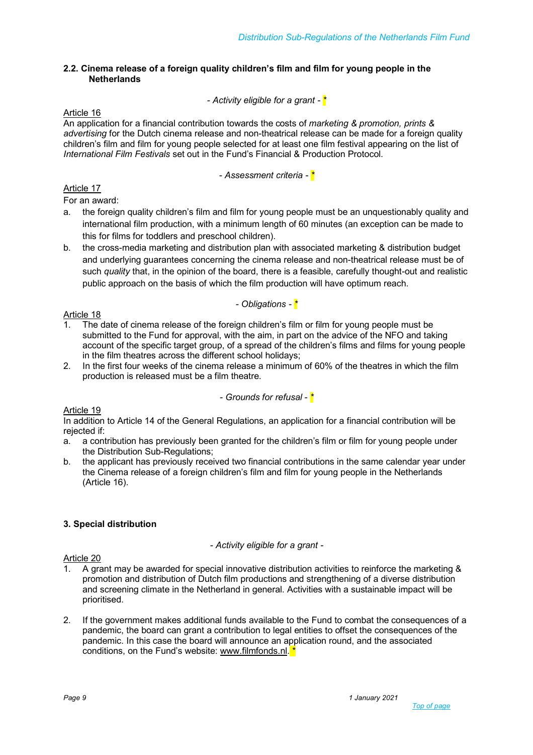### 2.2. Cinema release of a foreign quality children's film and film for young people in the Netherlands

*- Activity eligible for a grant -* *

Article 16

An application for a financial contribution towards the costs of *marketing & promotion, prints & advertising* for the Dutch cinema release and non-theatrical release can be made for a foreign quality children's film and film for young people selected for at least one film festival appearing on the list of *International Film Festivals* set out in the Fund's Financial & Production Protocol.

*- Assessment criteria -* *

Article 17

For an award:

a. the foreign quality children's film and film for young people must be an unquestionably quality and international film production, with a minimum length of 60 minutes (an exception can be made to this for films for toddlers and preschool children).
b. the cross-media marketing and distribution plan with associated marketing & distribution budget and underlying guarantees concerning the cinema release and non-theatrical release must be of such *quality* that, in the opinion of the board, there is a feasible, carefully thought-out and realistic public approach on the basis of which the film production will have optimum reach.

*- Obligations -* *

Article 18

1. The date of cinema release of the foreign children's film or film for young people must be submitted to the Fund for approval, with the aim, in part on the advice of the NFO and taking account of the specific target group, of a spread of the children's films and films for young people in the film theatres across the different school holidays;
2. In the first four weeks of the cinema release a minimum of 60% of the theatres in which the film production is released must be a film theatre.

*- Grounds for refusal -* *

Article 19

In addition to Article 14 of the General Regulations, an application for a financial contribution will be rejected if:

a. a contribution has previously been granted for the children's film or film for young people under the Distribution Sub-Regulations;
b. the applicant has previously received two financial contributions in the same calendar year under the Cinema release of a foreign children's film and film for young people in the Netherlands (Article 16).

### 3. Special distribution

*- Activity eligible for a grant -*

Article 20

1. A grant may be awarded for special innovative distribution activities to reinforce the marketing & promotion and distribution of Dutch film productions and strengthening of a diverse distribution and screening climate in the Netherland in general. Activities with a sustainable impact will be prioritised.

2. If the government makes additional funds available to the Fund to combat the consequences of a pandemic, the board can grant a contribution to legal entities to offset the consequences of the pandemic. In this case the board will announce an application round, and the associated conditions, on the Fund's website: www.filmfonds.nl. *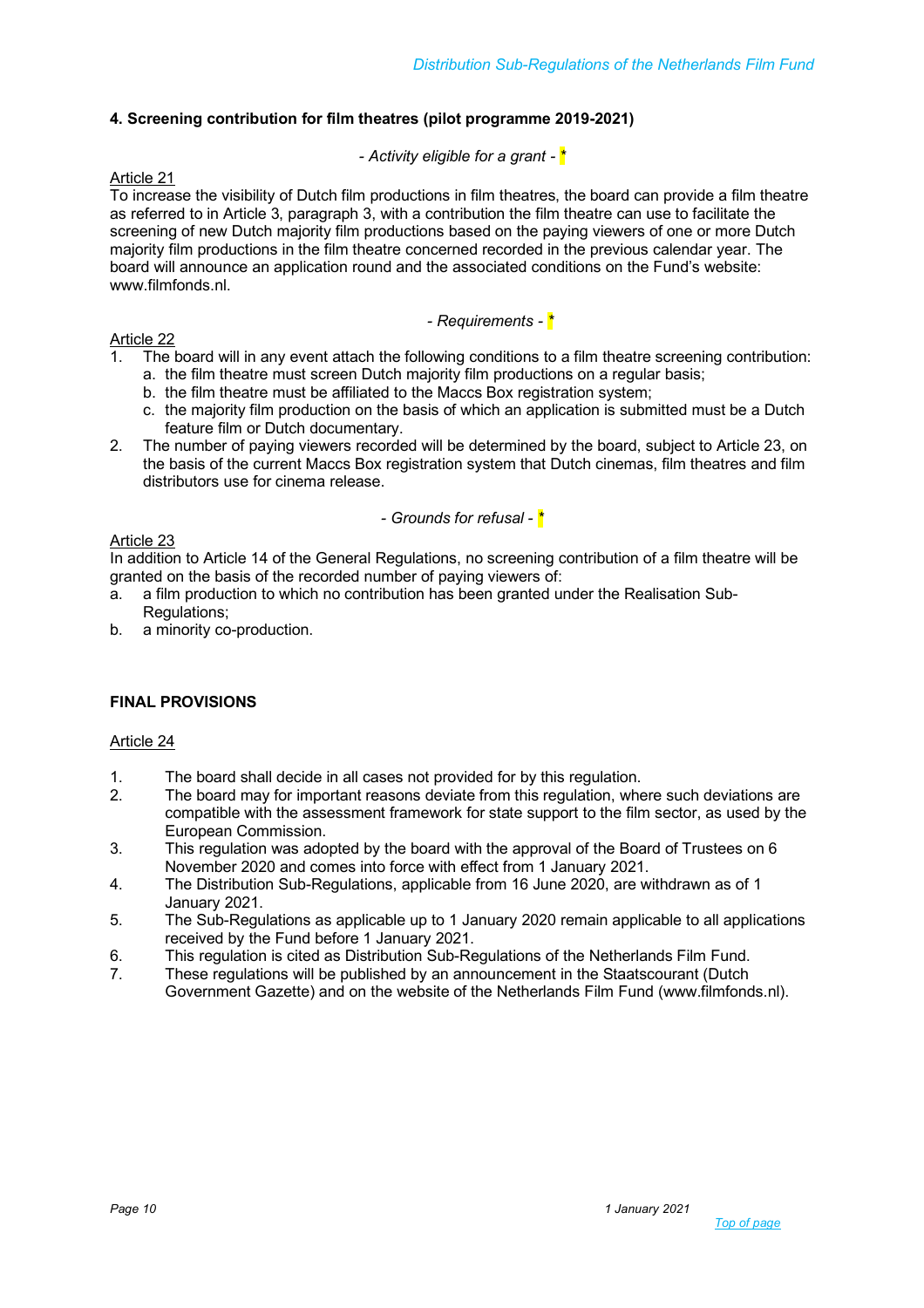#### 4. Screening contribution for film theatres (pilot programme 2019-2021)

*- Activity eligible for a grant -* *

Article 21

To increase the visibility of Dutch film productions in film theatres, the board can provide a film theatre as referred to in Article 3, paragraph 3, with a contribution the film theatre can use to facilitate the screening of new Dutch majority film productions based on the paying viewers of one or more Dutch majority film productions in the film theatre concerned recorded in the previous calendar year. The board will announce an application round and the associated conditions on the Fund's website: www.filmfonds.nl.

*- Requirements -* *

Article 22

1. The board will in any event attach the following conditions to a film theatre screening contribution:
   a. the film theatre must screen Dutch majority film productions on a regular basis;
   b. the film theatre must be affiliated to the Maccs Box registration system;
   c. the majority film production on the basis of which an application is submitted must be a Dutch feature film or Dutch documentary.
2. The number of paying viewers recorded will be determined by the board, subject to Article 23, on the basis of the current Maccs Box registration system that Dutch cinemas, film theatres and film distributors use for cinema release.

*- Grounds for refusal -* *

Article 23

In addition to Article 14 of the General Regulations, no screening contribution of a film theatre will be granted on the basis of the recorded number of paying viewers of:

a. a film production to which no contribution has been granted under the Realisation Sub-Regulations;
b. a minority co-production.

#### FINAL PROVISIONS

Article 24

1. The board shall decide in all cases not provided for by this regulation.
2. The board may for important reasons deviate from this regulation, where such deviations are compatible with the assessment framework for state support to the film sector, as used by the European Commission.
3. This regulation was adopted by the board with the approval of the Board of Trustees on 6 November 2020 and comes into force with effect from 1 January 2021.
4. The Distribution Sub-Regulations, applicable from 16 June 2020, are withdrawn as of 1 January 2021.
5. The Sub-Regulations as applicable up to 1 January 2020 remain applicable to all applications received by the Fund before 1 January 2021.
6. This regulation is cited as Distribution Sub-Regulations of the Netherlands Film Fund.
7. These regulations will be published by an announcement in the Staatscourant (Dutch Government Gazette) and on the website of the Netherlands Film Fund (www.filmfonds.nl).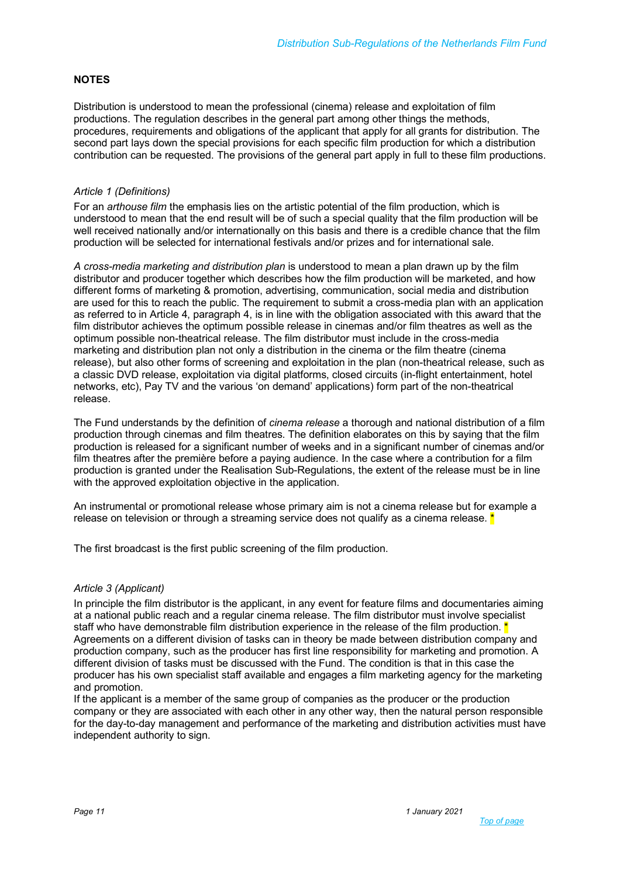## NOTES

Distribution is understood to mean the professional (cinema) release and exploitation of film productions. The regulation describes in the general part among other things the methods, procedures, requirements and obligations of the applicant that apply for all grants for distribution. The second part lays down the special provisions for each specific film production for which a distribution contribution can be requested. The provisions of the general part apply in full to these film productions.

*Article 1 (Definitions)*

For an *arthouse film* the emphasis lies on the artistic potential of the film production, which is understood to mean that the end result will be of such a special quality that the film production will be well received nationally and/or internationally on this basis and there is a credible chance that the film production will be selected for international festivals and/or prizes and for international sale.

*A cross-media marketing and distribution plan* is understood to mean a plan drawn up by the film distributor and producer together which describes how the film production will be marketed, and how different forms of marketing & promotion, advertising, communication, social media and distribution are used for this to reach the public. The requirement to submit a cross-media plan with an application as referred to in Article 4, paragraph 4, is in line with the obligation associated with this award that the film distributor achieves the optimum possible release in cinemas and/or film theatres as well as the optimum possible non-theatrical release. The film distributor must include in the cross-media marketing and distribution plan not only a distribution in the cinema or the film theatre (cinema release), but also other forms of screening and exploitation in the plan (non-theatrical release, such as a classic DVD release, exploitation via digital platforms, closed circuits (in-flight entertainment, hotel networks, etc), Pay TV and the various 'on demand' applications) form part of the non-theatrical release.

The Fund understands by the definition of *cinema release* a thorough and national distribution of a film production through cinemas and film theatres. The definition elaborates on this by saying that the film production is released for a significant number of weeks and in a significant number of cinemas and/or film theatres after the première before a paying audience. In the case where a contribution for a film production is granted under the Realisation Sub-Regulations, the extent of the release must be in line with the approved exploitation objective in the application.

An instrumental or promotional release whose primary aim is not a cinema release but for example a release on television or through a streaming service does not qualify as a cinema release. *

The first broadcast is the first public screening of the film production.

*Article 3 (Applicant)*

In principle the film distributor is the applicant, in any event for feature films and documentaries aiming at a national public reach and a regular cinema release. The film distributor must involve specialist staff who have demonstrable film distribution experience in the release of the film production. *
Agreements on a different division of tasks can in theory be made between distribution company and production company, such as the producer has first line responsibility for marketing and promotion. A different division of tasks must be discussed with the Fund. The condition is that in this case the producer has his own specialist staff available and engages a film marketing agency for the marketing and promotion.
If the applicant is a member of the same group of companies as the producer or the production company or they are associated with each other in any other way, then the natural person responsible for the day-to-day management and performance of the marketing and distribution activities must have independent authority to sign.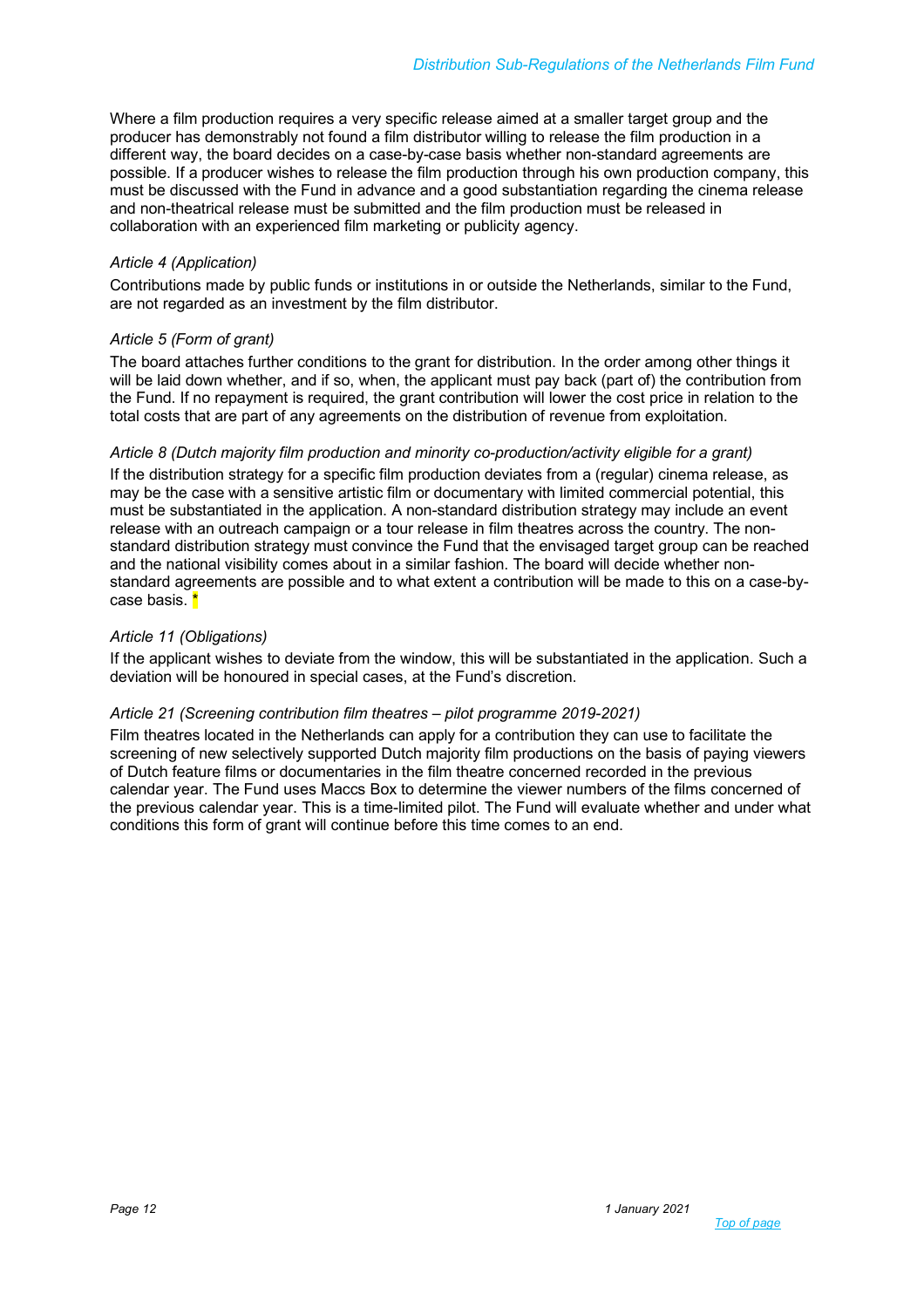Where a film production requires a very specific release aimed at a smaller target group and the producer has demonstrably not found a film distributor willing to release the film production in a different way, the board decides on a case-by-case basis whether non-standard agreements are possible. If a producer wishes to release the film production through his own production company, this must be discussed with the Fund in advance and a good substantiation regarding the cinema release and non-theatrical release must be submitted and the film production must be released in collaboration with an experienced film marketing or publicity agency.

*Article 4 (Application)*

Contributions made by public funds or institutions in or outside the Netherlands, similar to the Fund, are not regarded as an investment by the film distributor.

*Article 5 (Form of grant)*

The board attaches further conditions to the grant for distribution. In the order among other things it will be laid down whether, and if so, when, the applicant must pay back (part of) the contribution from the Fund. If no repayment is required, the grant contribution will lower the cost price in relation to the total costs that are part of any agreements on the distribution of revenue from exploitation.

*Article 8 (Dutch majority film production and minority co-production/activity eligible for a grant)*

If the distribution strategy for a specific film production deviates from a (regular) cinema release, as may be the case with a sensitive artistic film or documentary with limited commercial potential, this must be substantiated in the application. A non-standard distribution strategy may include an event release with an outreach campaign or a tour release in film theatres across the country. The non-standard distribution strategy must convince the Fund that the envisaged target group can be reached and the national visibility comes about in a similar fashion. The board will decide whether non-standard agreements are possible and to what extent a contribution will be made to this on a case-by-case basis. *

*Article 11 (Obligations)*

If the applicant wishes to deviate from the window, this will be substantiated in the application. Such a deviation will be honoured in special cases, at the Fund's discretion.

*Article 21 (Screening contribution film theatres – pilot programme 2019-2021)*

Film theatres located in the Netherlands can apply for a contribution they can use to facilitate the screening of new selectively supported Dutch majority film productions on the basis of paying viewers of Dutch feature films or documentaries in the film theatre concerned recorded in the previous calendar year. The Fund uses Maccs Box to determine the viewer numbers of the films concerned of the previous calendar year. This is a time-limited pilot. The Fund will evaluate whether and under what conditions this form of grant will continue before this time comes to an end.